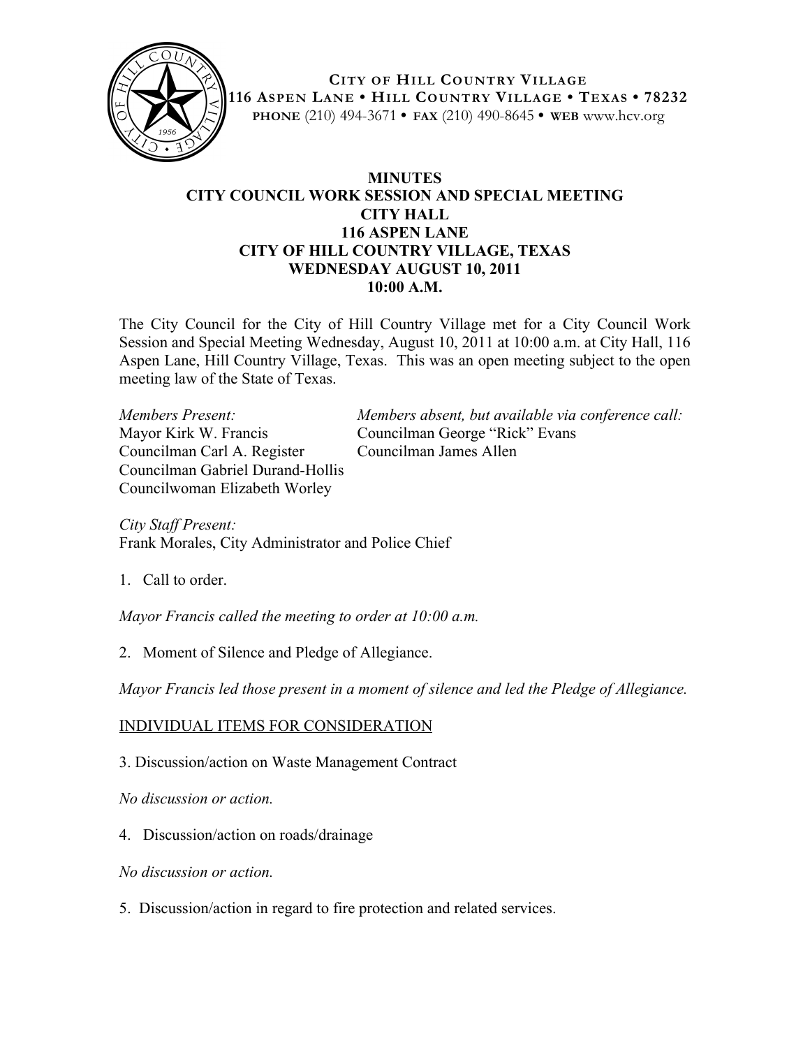**CITY OF HILL COUNTRY VILLAGE**
**116 ASPEN LANE • HILL COUNTRY VILLAGE • TEXAS • 78232**
**PHONE** (210) 494-3671 • **FAX** (210) 490-8645 • **WEB** www.hcv.org

# MINUTES
## CITY COUNCIL WORK SESSION AND SPECIAL MEETING
## CITY HALL
## 116 ASPEN LANE
## CITY OF HILL COUNTRY VILLAGE, TEXAS
## WEDNESDAY AUGUST 10, 2011
## 10:00 A.M.

The City Council for the City of Hill Country Village met for a City Council Work Session and Special Meeting Wednesday, August 10, 2011 at 10:00 a.m. at City Hall, 116 Aspen Lane, Hill Country Village, Texas. This was an open meeting subject to the open meeting law of the State of Texas.

*Members Present:*
Mayor Kirk W. Francis
Councilman Carl A. Register
Councilman Gabriel Durand-Hollis
Councilwoman Elizabeth Worley

*Members absent, but available via conference call:*
Councilman George "Rick" Evans
Councilman James Allen

*City Staff Present:*
Frank Morales, City Administrator and Police Chief

1. Call to order.

*Mayor Francis called the meeting to order at 10:00 a.m.*

2. Moment of Silence and Pledge of Allegiance.

*Mayor Francis led those present in a moment of silence and led the Pledge of Allegiance.*

<u>INDIVIDUAL ITEMS FOR CONSIDERATION</u>

3. Discussion/action on Waste Management Contract

*No discussion or action.*

4. Discussion/action on roads/drainage

*No discussion or action.*

5. Discussion/action in regard to fire protection and related services.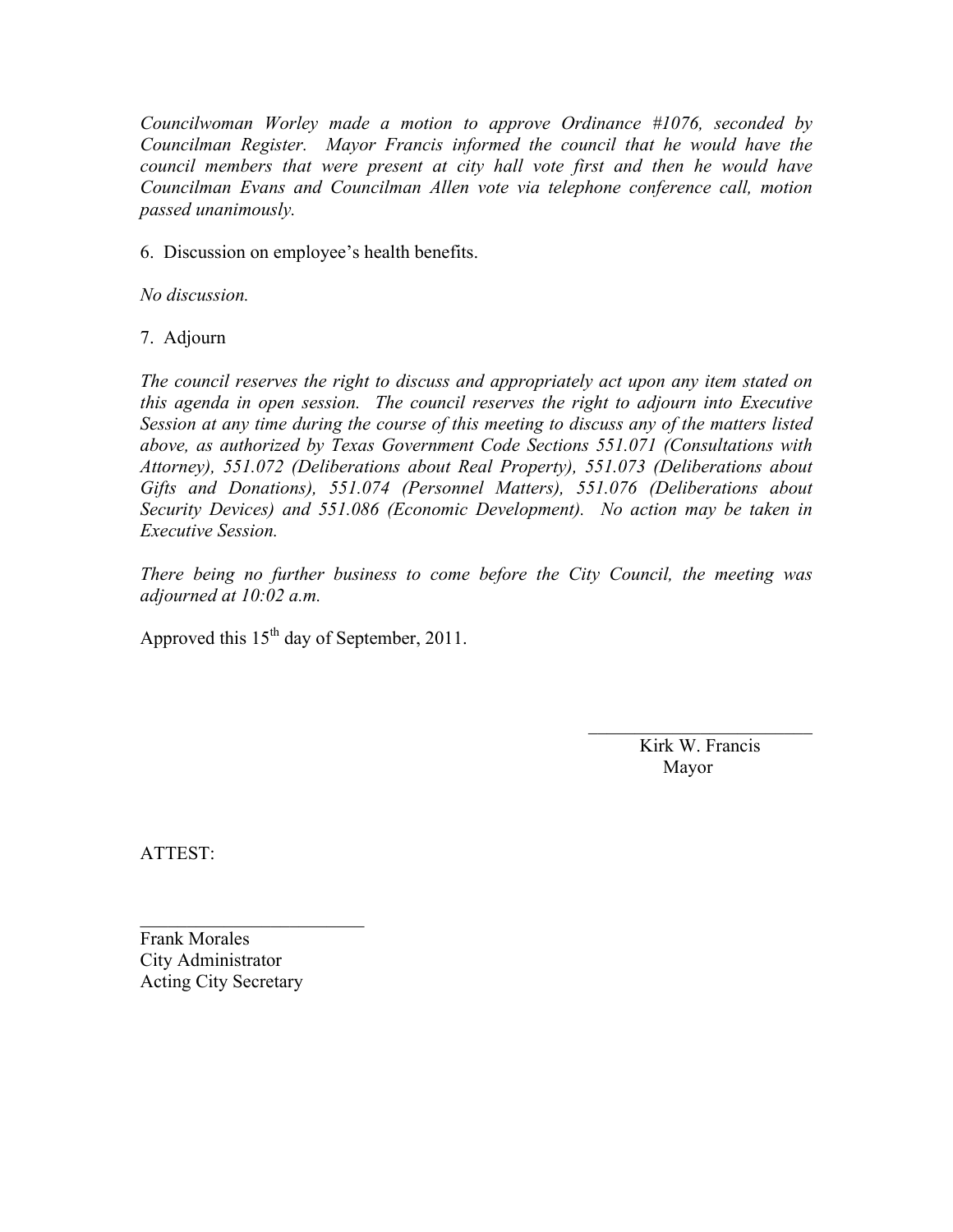*Councilwoman Worley made a motion to approve Ordinance #1076, seconded by Councilman Register. Mayor Francis informed the council that he would have the council members that were present at city hall vote first and then he would have Councilman Evans and Councilman Allen vote via telephone conference call, motion passed unanimously.*

6. Discussion on employee's health benefits.

*No discussion.*

7. Adjourn

*The council reserves the right to discuss and appropriately act upon any item stated on this agenda in open session. The council reserves the right to adjourn into Executive Session at any time during the course of this meeting to discuss any of the matters listed above, as authorized by Texas Government Code Sections 551.071 (Consultations with Attorney), 551.072 (Deliberations about Real Property), 551.073 (Deliberations about Gifts and Donations), 551.074 (Personnel Matters), 551.076 (Deliberations about Security Devices) and 551.086 (Economic Development). No action may be taken in Executive Session.*

*There being no further business to come before the City Council, the meeting was adjourned at 10:02 a.m.*

Approved this 15th day of September, 2011.

\_\_\_\_\_\_\_\_\_\_\_\_\_\_\_\_\_\_\_\_\_\_\_\_\_
Kirk W. Francis
Mayor

ATTEST:

\_\_\_\_\_\_\_\_\_\_\_\_\_\_\_\_\_\_\_\_\_\_\_\_\_
Frank Morales
City Administrator
Acting City Secretary